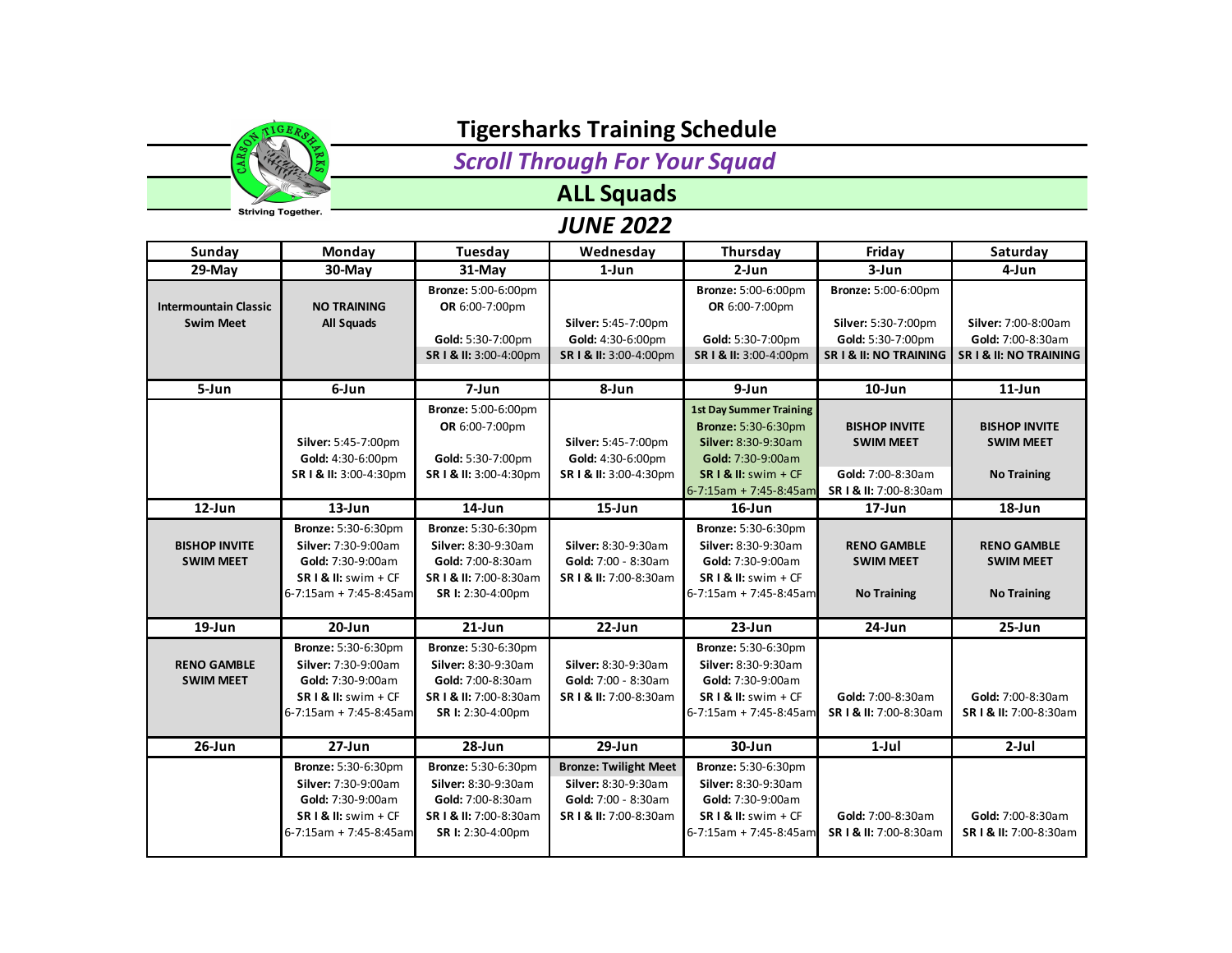# Tigersharks Training Schedule

## *Scroll Through For Your Squad*

## ALL Squads

## *JUNE 2022*

| Sunday | Monday | Tuesday | Wednesday | Thursday | Friday | Saturday |
|---|---|---|---|---|---|---|
| **29-May** | **30-May** | **31-May** | **1-Jun** | **2-Jun** | **3-Jun** | **4-Jun** |
| **Intermountain Classic Swim Meet** | **NO TRAINING** **All Squads** | **Bronze:** 5:00-6:00pm **OR** 6:00-7:00pm **Gold:** 5:30-7:00pm **SR I & II:** 3:00-4:00pm | **Silver:** 5:45-7:00pm **Gold:** 4:30-6:00pm **SR I & II:** 3:00-4:00pm | **Bronze:** 5:00-6:00pm **OR** 6:00-7:00pm **Gold:** 5:30-7:00pm **SR I & II:** 3:00-4:00pm | **Bronze:** 5:00-6:00pm **Silver:** 5:30-7:00pm **Gold:** 5:30-7:00pm **SR I & II: NO TRAINING** | **Silver:** 7:00-8:00am **Gold:** 7:00-8:30am **SR I & II: NO TRAINING** |
| **5-Jun** | **6-Jun** | **7-Jun** | **8-Jun** | **9-Jun** | **10-Jun** | **11-Jun** |
| | **Silver:** 5:45-7:00pm **Gold:** 4:30-6:00pm **SR I & II:** 3:00-4:30pm | **Bronze:** 5:00-6:00pm **OR** 6:00-7:00pm **Gold:** 5:30-7:00pm **SR I & II:** 3:00-4:30pm | **Silver:** 5:45-7:00pm **Gold:** 4:30-6:00pm **SR I & II:** 3:00-4:30pm | **1st Day Summer Training** **Bronze:** 5:30-6:30pm **Silver:** 8:30-9:30am **Gold:** 7:30-9:00am **SR I & II:** swim + CF 6-7:15am + 7:45-8:45am | **BISHOP INVITE SWIM MEET** **Gold:** 7:00-8:30am **SR I & II:** 7:00-8:30am | **BISHOP INVITE SWIM MEET** **No Training** |
| **12-Jun** | **13-Jun** | **14-Jun** | **15-Jun** | **16-Jun** | **17-Jun** | **18-Jun** |
| **BISHOP INVITE SWIM MEET** | **Bronze:** 5:30-6:30pm **Silver:** 7:30-9:00am **Gold:** 7:30-9:00am **SR I & II:** swim + CF 6-7:15am + 7:45-8:45am | **Bronze:** 5:30-6:30pm **Silver:** 8:30-9:30am **Gold:** 7:00-8:30am **SR I & II:** 7:00-8:30am **SR I:** 2:30-4:00pm | **Silver:** 8:30-9:30am **Gold:** 7:00 - 8:30am **SR I & II:** 7:00-8:30am | **Bronze:** 5:30-6:30pm **Silver:** 8:30-9:30am **Gold:** 7:30-9:00am **SR I & II:** swim + CF 6-7:15am + 7:45-8:45am | **RENO GAMBLE SWIM MEET** **No Training** | **RENO GAMBLE SWIM MEET** **No Training** |
| **19-Jun** | **20-Jun** | **21-Jun** | **22-Jun** | **23-Jun** | **24-Jun** | **25-Jun** |
| **RENO GAMBLE SWIM MEET** | **Bronze:** 5:30-6:30pm **Silver:** 7:30-9:00am **Gold:** 7:30-9:00am **SR I & II:** swim + CF 6-7:15am + 7:45-8:45am | **Bronze:** 5:30-6:30pm **Silver:** 8:30-9:30am **Gold:** 7:00-8:30am **SR I & II:** 7:00-8:30am **SR I:** 2:30-4:00pm | **Silver:** 8:30-9:30am **Gold:** 7:00 - 8:30am **SR I & II:** 7:00-8:30am | **Bronze:** 5:30-6:30pm **Silver:** 8:30-9:30am **Gold:** 7:30-9:00am **SR I & II:** swim + CF 6-7:15am + 7:45-8:45am | **Gold:** 7:00-8:30am **SR I & II:** 7:00-8:30am | **Gold:** 7:00-8:30am **SR I & II:** 7:00-8:30am |
| **26-Jun** | **27-Jun** | **28-Jun** | **29-Jun** | **30-Jun** | **1-Jul** | **2-Jul** |
| | **Bronze:** 5:30-6:30pm **Silver:** 7:30-9:00am **Gold:** 7:30-9:00am **SR I & II:** swim + CF 6-7:15am + 7:45-8:45am | **Bronze:** 5:30-6:30pm **Silver:** 8:30-9:30am **Gold:** 7:00-8:30am **SR I & II:** 7:00-8:30am **SR I:** 2:30-4:00pm | **Bronze: Twilight Meet** **Silver:** 8:30-9:30am **Gold:** 7:00 - 8:30am **SR I & II:** 7:00-8:30am | **Bronze:** 5:30-6:30pm **Silver:** 8:30-9:30am **Gold:** 7:30-9:00am **SR I & II:** swim + CF 6-7:15am + 7:45-8:45am | **Gold:** 7:00-8:30am **SR I & II:** 7:00-8:30am | **Gold:** 7:00-8:30am **SR I & II:** 7:00-8:30am |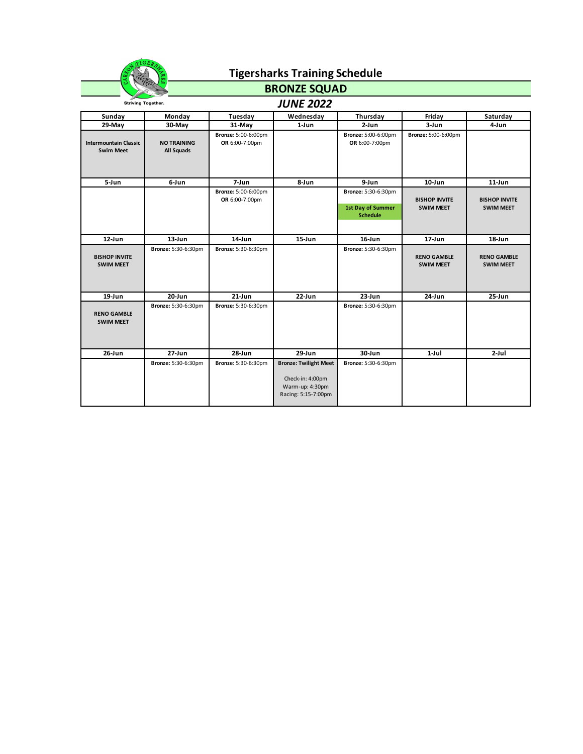# Tigersharks Training Schedule

## BRONZE SQUAD

### *JUNE 2022*

Striving Together.

| Sunday | Monday | Tuesday | Wednesday | Thursday | Friday | Saturday |
|---|---|---|---|---|---|---|
| 29-May | 30-May | 31-May | 1-Jun | 2-Jun | 3-Jun | 4-Jun |
| **Intermountain Classic Swim Meet** | **NO TRAINING All Squads** | **Bronze:** 5:00-6:00pm **OR** 6:00-7:00pm | | **Bronze:** 5:00-6:00pm **OR** 6:00-7:00pm | **Bronze:** 5:00-6:00pm | |
| 5-Jun | 6-Jun | 7-Jun | 8-Jun | 9-Jun | 10-Jun | 11-Jun |
| | | **Bronze:** 5:00-6:00pm **OR** 6:00-7:00pm | | **Bronze:** 5:30-6:30pm **1st Day of Summer Schedule** | **BISHOP INVITE SWIM MEET** | **BISHOP INVITE SWIM MEET** |
| 12-Jun | 13-Jun | 14-Jun | 15-Jun | 16-Jun | 17-Jun | 18-Jun |
| **BISHOP INVITE SWIM MEET** | **Bronze:** 5:30-6:30pm | **Bronze:** 5:30-6:30pm | | **Bronze:** 5:30-6:30pm | **RENO GAMBLE SWIM MEET** | **RENO GAMBLE SWIM MEET** |
| 19-Jun | 20-Jun | 21-Jun | 22-Jun | 23-Jun | 24-Jun | 25-Jun |
| **RENO GAMBLE SWIM MEET** | **Bronze:** 5:30-6:30pm | **Bronze:** 5:30-6:30pm | | **Bronze:** 5:30-6:30pm | | |
| 26-Jun | 27-Jun | 28-Jun | 29-Jun | 30-Jun | 1-Jul | 2-Jul |
| | **Bronze:** 5:30-6:30pm | **Bronze:** 5:30-6:30pm | **Bronze: Twilight Meet** Check-in: 4:00pm Warm-up: 4:30pm Racing: 5:15-7:00pm | **Bronze:** 5:30-6:30pm | | |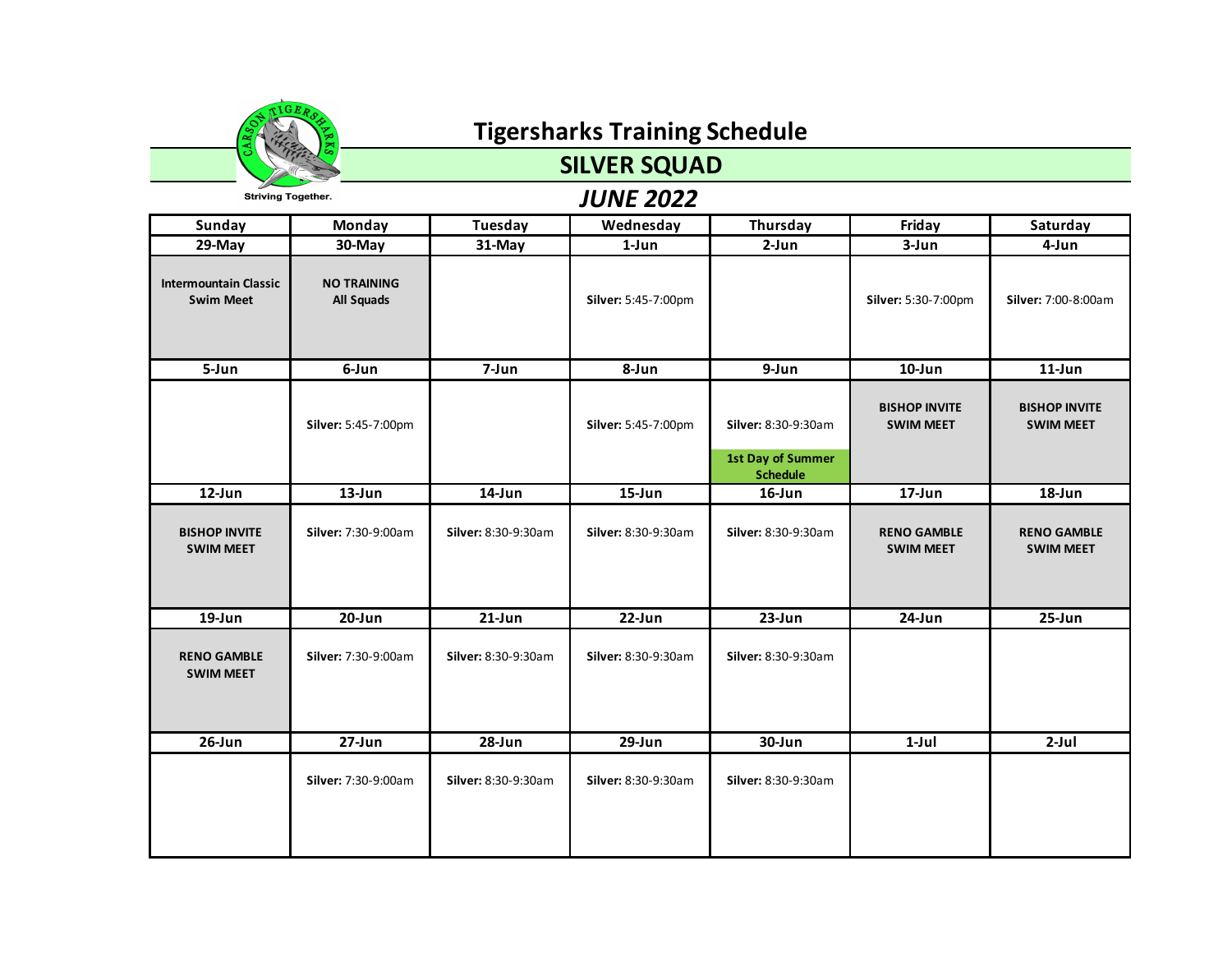# Tigersharks Training Schedule

## SILVER SQUAD

### *JUNE 2022*

Striving Together.

| Sunday | Monday | Tuesday | Wednesday | Thursday | Friday | Saturday |
|---|---|---|---|---|---|---|
| **29-May** | **30-May** | **31-May** | **1-Jun** | **2-Jun** | **3-Jun** | **4-Jun** |
| **Intermountain Classic Swim Meet** | **NO TRAINING All Squads** | | **Silver:** 5:45-7:00pm | | **Silver:** 5:30-7:00pm | **Silver:** 7:00-8:00am |
| **5-Jun** | **6-Jun** | **7-Jun** | **8-Jun** | **9-Jun** | **10-Jun** | **11-Jun** |
| | **Silver:** 5:45-7:00pm | | **Silver:** 5:45-7:00pm | **Silver:** 8:30-9:30am **1st Day of Summer Schedule** | **BISHOP INVITE SWIM MEET** | **BISHOP INVITE SWIM MEET** |
| **12-Jun** | **13-Jun** | **14-Jun** | **15-Jun** | **16-Jun** | **17-Jun** | **18-Jun** |
| **BISHOP INVITE SWIM MEET** | **Silver:** 7:30-9:00am | **Silver:** 8:30-9:30am | **Silver:** 8:30-9:30am | **Silver:** 8:30-9:30am | **RENO GAMBLE SWIM MEET** | **RENO GAMBLE SWIM MEET** |
| **19-Jun** | **20-Jun** | **21-Jun** | **22-Jun** | **23-Jun** | **24-Jun** | **25-Jun** |
| **RENO GAMBLE SWIM MEET** | **Silver:** 7:30-9:00am | **Silver:** 8:30-9:30am | **Silver:** 8:30-9:30am | **Silver:** 8:30-9:30am | | |
| **26-Jun** | **27-Jun** | **28-Jun** | **29-Jun** | **30-Jun** | **1-Jul** | **2-Jul** |
| | **Silver:** 7:30-9:00am | **Silver:** 8:30-9:30am | **Silver:** 8:30-9:30am | **Silver:** 8:30-9:30am | | |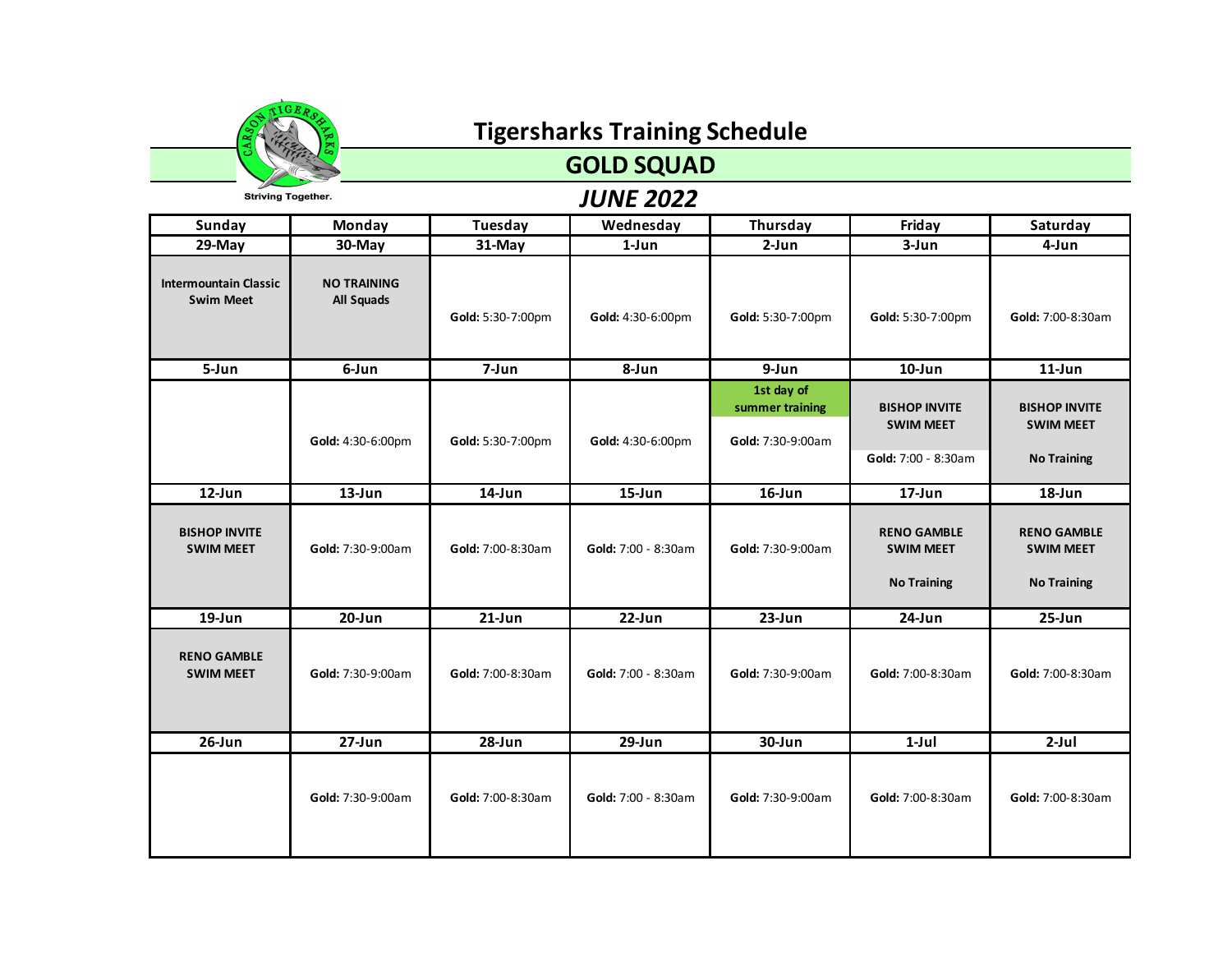Striving Together.

# Tigersharks Training Schedule

## GOLD SQUAD

### *JUNE 2022*

| Sunday | Monday | Tuesday | Wednesday | Thursday | Friday | Saturday |
|---|---|---|---|---|---|---|
| **29-May** | **30-May** | **31-May** | **1-Jun** | **2-Jun** | **3-Jun** | **4-Jun** |
| **Intermountain Classic Swim Meet** | **NO TRAINING All Squads** | **Gold:** 5:30-7:00pm | **Gold:** 4:30-6:00pm | **Gold:** 5:30-7:00pm | **Gold:** 5:30-7:00pm | **Gold:** 7:00-8:30am |
| **5-Jun** | **6-Jun** | **7-Jun** | **8-Jun** | **9-Jun** | **10-Jun** | **11-Jun** |
| | **Gold:** 4:30-6:00pm | **Gold:** 5:30-7:00pm | **Gold:** 4:30-6:00pm | **1st day of summer training** **Gold:** 7:30-9:00am | **BISHOP INVITE SWIM MEET** **Gold:** 7:00 - 8:30am | **BISHOP INVITE SWIM MEET** **No Training** |
| **12-Jun** | **13-Jun** | **14-Jun** | **15-Jun** | **16-Jun** | **17-Jun** | **18-Jun** |
| **BISHOP INVITE SWIM MEET** | **Gold:** 7:30-9:00am | **Gold:** 7:00-8:30am | **Gold:** 7:00 - 8:30am | **Gold:** 7:30-9:00am | **RENO GAMBLE SWIM MEET** **No Training** | **RENO GAMBLE SWIM MEET** **No Training** |
| **19-Jun** | **20-Jun** | **21-Jun** | **22-Jun** | **23-Jun** | **24-Jun** | **25-Jun** |
| **RENO GAMBLE SWIM MEET** | **Gold:** 7:30-9:00am | **Gold:** 7:00-8:30am | **Gold:** 7:00 - 8:30am | **Gold:** 7:30-9:00am | **Gold:** 7:00-8:30am | **Gold:** 7:00-8:30am |
| **26-Jun** | **27-Jun** | **28-Jun** | **29-Jun** | **30-Jun** | **1-Jul** | **2-Jul** |
| | **Gold:** 7:30-9:00am | **Gold:** 7:00-8:30am | **Gold:** 7:00 - 8:30am | **Gold:** 7:30-9:00am | **Gold:** 7:00-8:30am | **Gold:** 7:00-8:30am |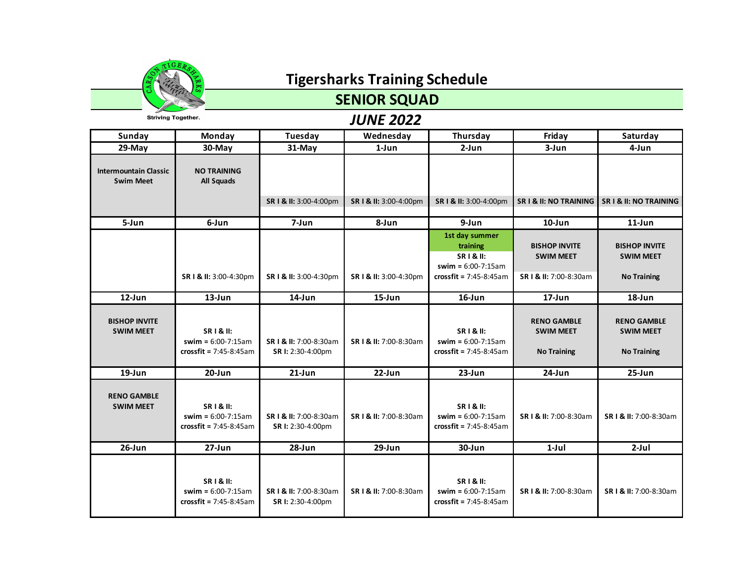# Tigersharks Training Schedule

## SENIOR SQUAD

## *JUNE 2022*

Striving Together.

| Sunday | Monday | Tuesday | Wednesday | Thursday | Friday | Saturday |
|---|---|---|---|---|---|---|
| **29-May** | **30-May** | **31-May** | **1-Jun** | **2-Jun** | **3-Jun** | **4-Jun** |
| **Intermountain Classic Swim Meet** | **NO TRAINING All Squads** | **SR I & II:** 3:00-4:00pm | **SR I & II:** 3:00-4:00pm | **SR I & II:** 3:00-4:00pm | **SR I & II: NO TRAINING** | **SR I & II: NO TRAINING** |
| **5-Jun** | **6-Jun** | **7-Jun** | **8-Jun** | **9-Jun** | **10-Jun** | **11-Jun** |
| | **SR I & II:** 3:00-4:30pm | **SR I & II:** 3:00-4:30pm | **SR I & II:** 3:00-4:30pm | **1st day summer training** **SR I & II:** **swim** = 6:00-7:15am **crossfit** = 7:45-8:45am | **BISHOP INVITE SWIM MEET** **SR I & II:** 7:00-8:30am | **BISHOP INVITE SWIM MEET** **No Training** |
| **12-Jun** | **13-Jun** | **14-Jun** | **15-Jun** | **16-Jun** | **17-Jun** | **18-Jun** |
| **BISHOP INVITE SWIM MEET** | **SR I & II:** **swim** = 6:00-7:15am **crossfit** = 7:45-8:45am | **SR I & II:** 7:00-8:30am **SR I:** 2:30-4:00pm | **SR I & II:** 7:00-8:30am | **SR I & II:** **swim** = 6:00-7:15am **crossfit** = 7:45-8:45am | **RENO GAMBLE SWIM MEET** **No Training** | **RENO GAMBLE SWIM MEET** **No Training** |
| **19-Jun** | **20-Jun** | **21-Jun** | **22-Jun** | **23-Jun** | **24-Jun** | **25-Jun** |
| **RENO GAMBLE SWIM MEET** | **SR I & II:** **swim** = 6:00-7:15am **crossfit** = 7:45-8:45am | **SR I & II:** 7:00-8:30am **SR I:** 2:30-4:00pm | **SR I & II:** 7:00-8:30am | **SR I & II:** **swim** = 6:00-7:15am **crossfit** = 7:45-8:45am | **SR I & II:** 7:00-8:30am | **SR I & II:** 7:00-8:30am |
| **26-Jun** | **27-Jun** | **28-Jun** | **29-Jun** | **30-Jun** | **1-Jul** | **2-Jul** |
| | **SR I & II:** **swim** = 6:00-7:15am **crossfit** = 7:45-8:45am | **SR I & II:** 7:00-8:30am **SR I:** 2:30-4:00pm | **SR I & II:** 7:00-8:30am | **SR I & II:** **swim** = 6:00-7:15am **crossfit** = 7:45-8:45am | **SR I & II:** 7:00-8:30am | **SR I & II:** 7:00-8:30am |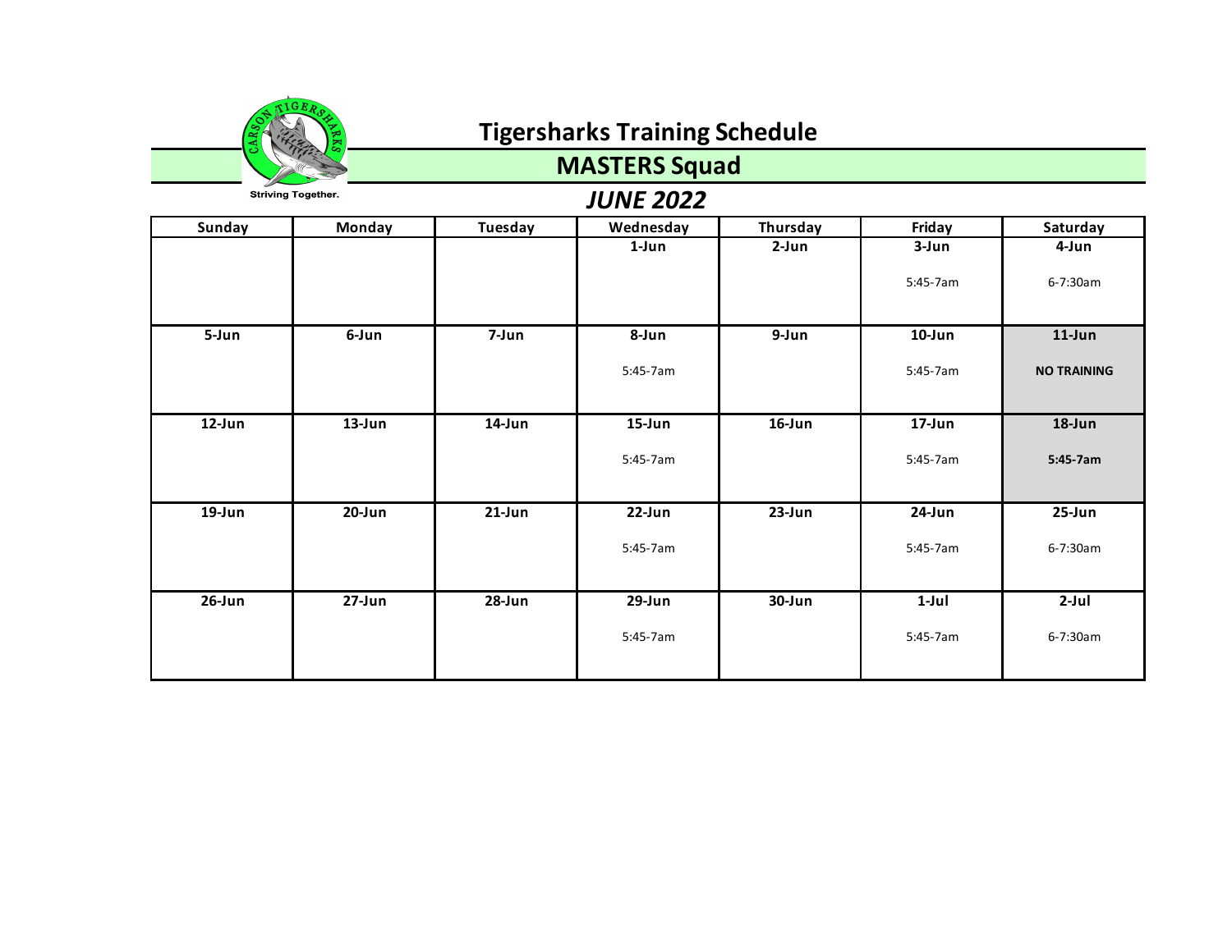# Tigersharks Training Schedule

## MASTERS Squad

### *JUNE 2022*

| Sunday | Monday | Tuesday | Wednesday | Thursday | Friday | Saturday |
|---|---|---|---|---|---|---|
| | | | **1-Jun** | **2-Jun** | **3-Jun**<br>5:45-7am | **4-Jun**<br>6-7:30am |
| **5-Jun** | **6-Jun** | **7-Jun** | **8-Jun**<br>5:45-7am | **9-Jun** | **10-Jun**<br>5:45-7am | **11-Jun**<br>**NO TRAINING** |
| **12-Jun** | **13-Jun** | **14-Jun** | **15-Jun**<br>5:45-7am | **16-Jun** | **17-Jun**<br>5:45-7am | **18-Jun**<br>**5:45-7am** |
| **19-Jun** | **20-Jun** | **21-Jun** | **22-Jun**<br>5:45-7am | **23-Jun** | **24-Jun**<br>5:45-7am | **25-Jun**<br>6-7:30am |
| **26-Jun** | **27-Jun** | **28-Jun** | **29-Jun**<br>5:45-7am | **30-Jun** | **1-Jul**<br>5:45-7am | **2-Jul**<br>6-7:30am |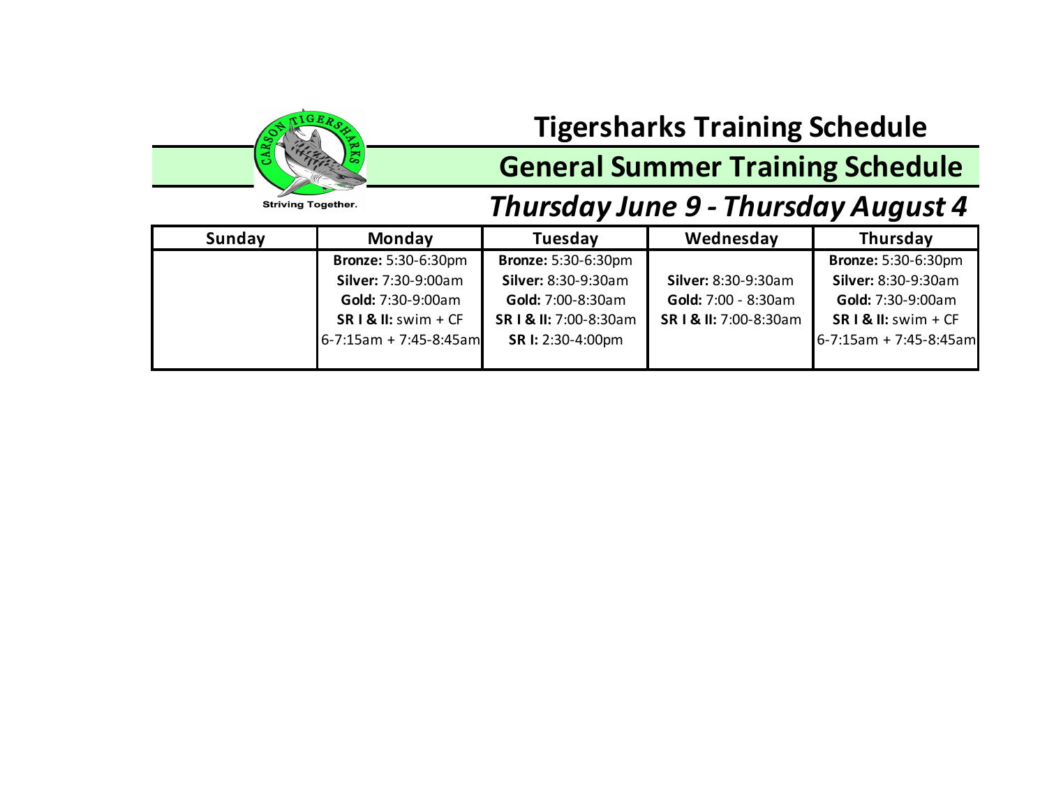Striving Together.

# Tigersharks Training Schedule

## General Summer Training Schedule

### *Thursday June 9 - Thursday August 4*

| Sunday | Monday | Tuesday | Wednesday | Thursday |
|---|---|---|---|---|
| | **Bronze:** 5:30-6:30pm | **Bronze:** 5:30-6:30pm | | **Bronze:** 5:30-6:30pm |
| | **Silver:** 7:30-9:00am | **Silver:** 8:30-9:30am | **Silver:** 8:30-9:30am | **Silver:** 8:30-9:30am |
| | **Gold:** 7:30-9:00am | **Gold:** 7:00-8:30am | **Gold:** 7:00 - 8:30am | **Gold:** 7:30-9:00am |
| | **SR I & II:** swim + CF 6-7:15am + 7:45-8:45am | **SR I & II:** 7:00-8:30am | **SR I & II:** 7:00-8:30am | **SR I & II:** swim + CF 6-7:15am + 7:45-8:45am |
| | | **SR I:** 2:30-4:00pm | | |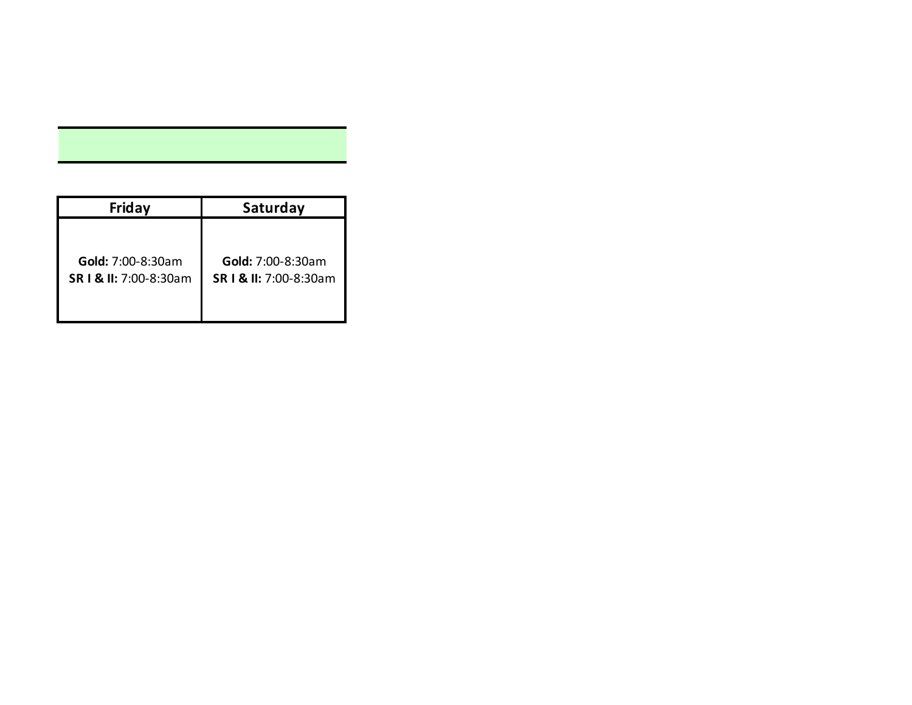| Friday | Saturday |
| --- | --- |
| **Gold:** 7:00-8:30am<br>**SR I & II:** 7:00-8:30am | **Gold:** 7:00-8:30am<br>**SR I & II:** 7:00-8:30am |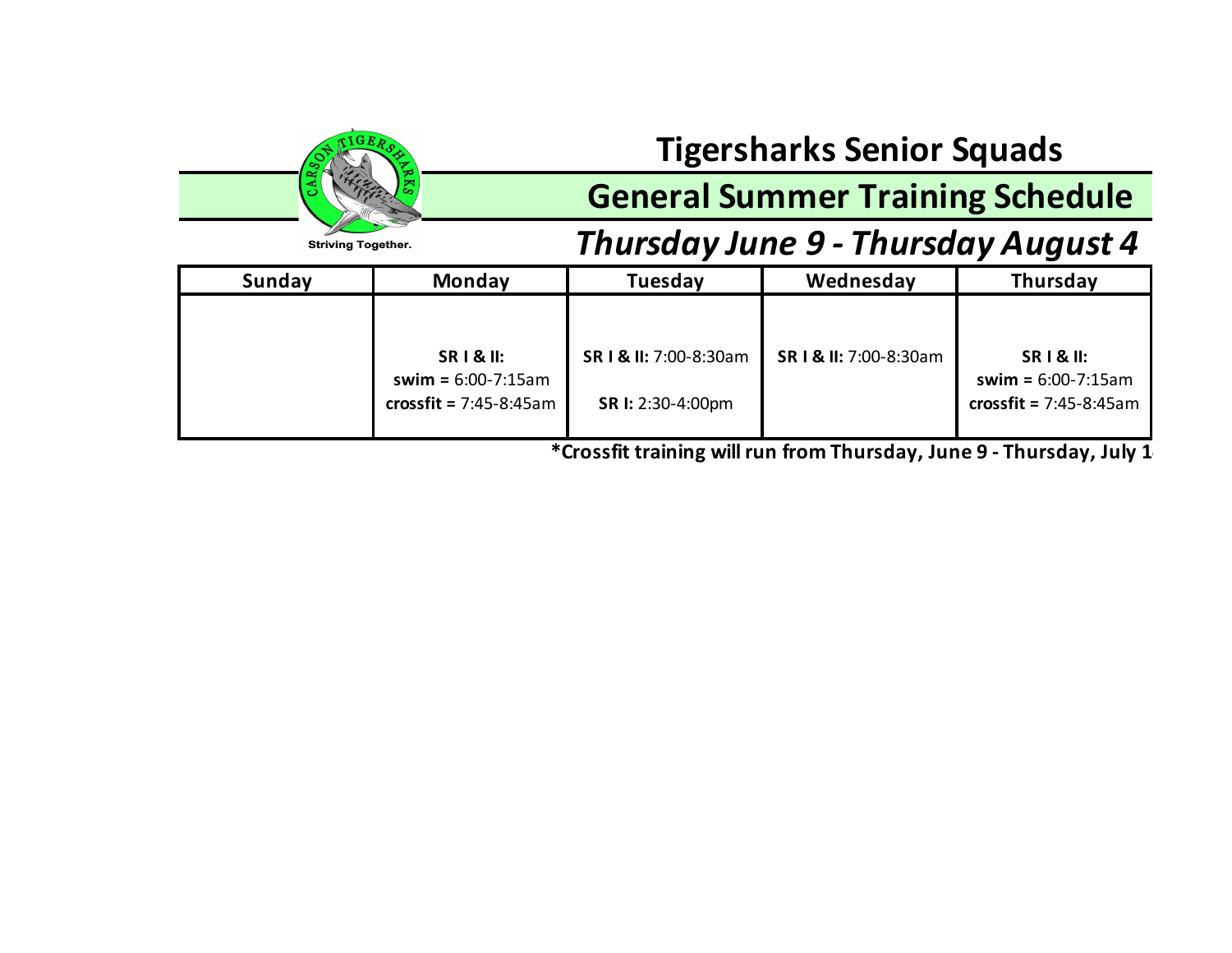Striving Together.

# Tigersharks Senior Squads

## General Summer Training Schedule

### *Thursday June 9 - Thursday August 4*

| Sunday | Monday | Tuesday | Wednesday | Thursday |
|---|---|---|---|---|
| | **SR I & II:** **swim =** 6:00-7:15am **crossfit =** 7:45-8:45am | **SR I & II:** 7:00-8:30am **SR I:** 2:30-4:00pm | **SR I & II:** 7:00-8:30am | **SR I & II:** **swim =** 6:00-7:15am **crossfit =** 7:45-8:45am |

**\*Crossfit training will run from Thursday, June 9 - Thursday, July 1**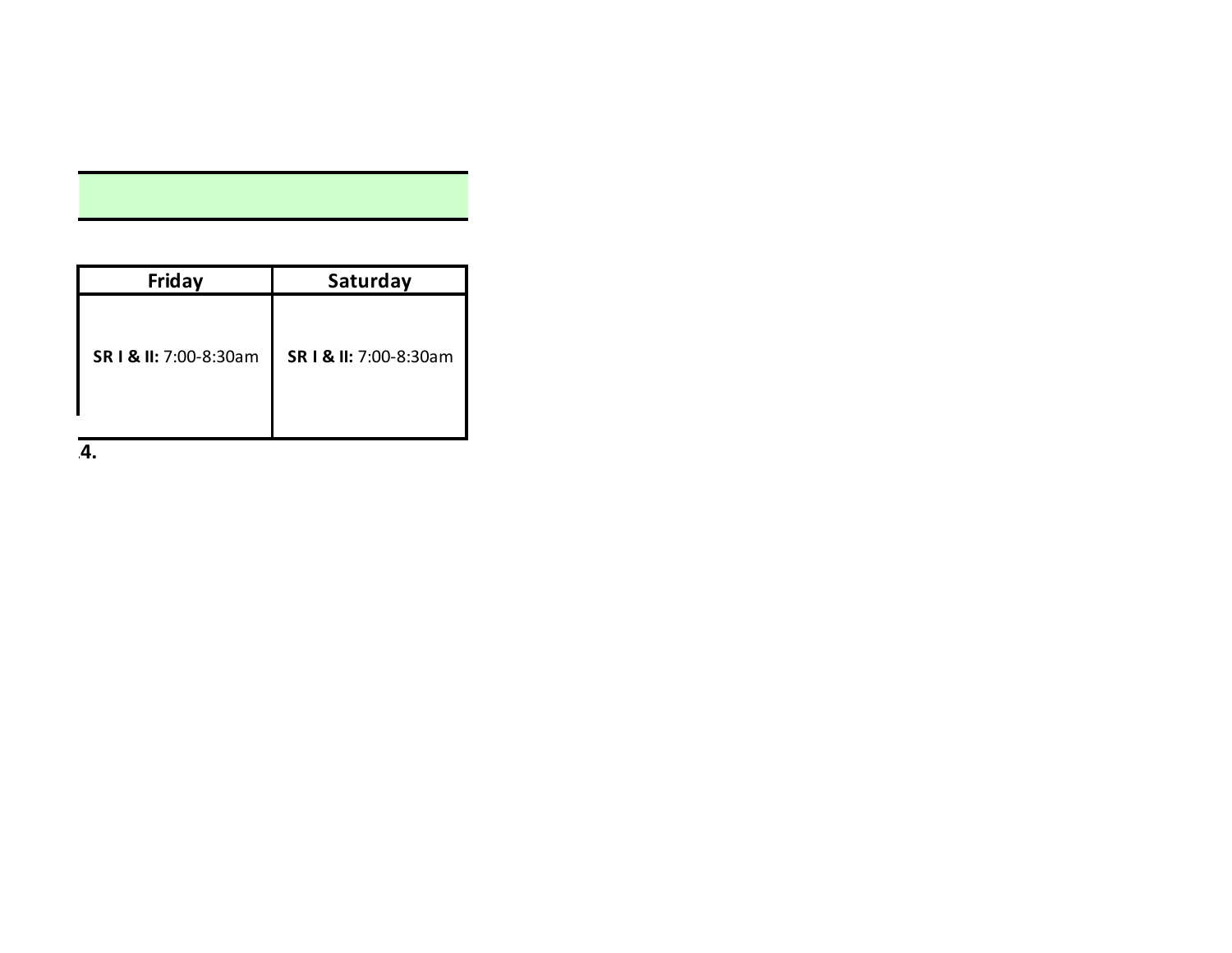| Friday | Saturday |
|---|---|
| **SR I & II:** 7:00-8:30am | **SR I & II:** 7:00-8:30am |

**.4.**